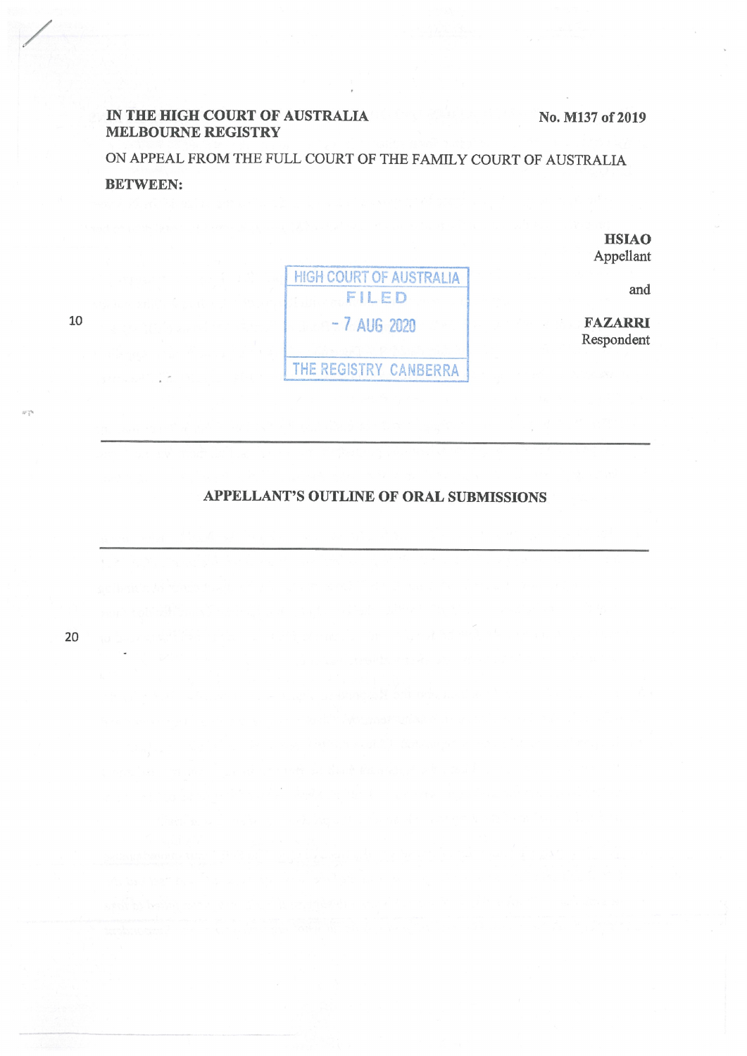**IN THE HIGH COURT OF AUSTRALIA**
**MELBOURNE REGISTRY**

**No. M137 of 2019**

ON APPEAL FROM THE FULL COURT OF THE FAMILY COURT OF AUSTRALIA

**BETWEEN:**

**HSIAO**
Appellant

and

**FAZARRI**
Respondent

HIGH COURT OF AUSTRALIA
FILED
- 7 AUG 2020
THE REGISTRY CANBERRA

---

## APPELLANT'S OUTLINE OF ORAL SUBMISSIONS

---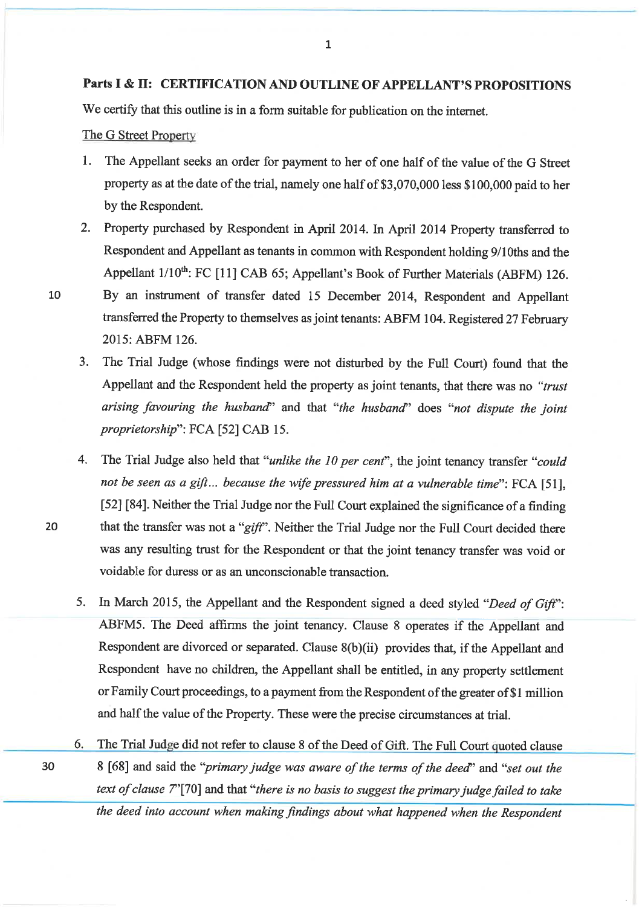## Parts I & II: CERTIFICATION AND OUTLINE OF APPELLANT'S PROPOSITIONS

We certify that this outline is in a form suitable for publication on the internet.

The G Street Property

1. The Appellant seeks an order for payment to her of one half of the value of the G Street property as at the date of the trial, namely one half of $3,070,000 less $100,000 paid to her by the Respondent.
2. Property purchased by Respondent in April 2014. In April 2014 Property transferred to Respondent and Appellant as tenants in common with Respondent holding 9/10ths and the Appellant 1/10th: FC [11] CAB 65; Appellant's Book of Further Materials (ABFM) 126. By an instrument of transfer dated 15 December 2014, Respondent and Appellant transferred the Property to themselves as joint tenants: ABFM 104. Registered 27 February 2015: ABFM 126.
3. The Trial Judge (whose findings were not disturbed by the Full Court) found that the Appellant and the Respondent held the property as joint tenants, that there was no *"trust arising favouring the husband"* and that *"the husband"* does *"not dispute the joint proprietorship"*: FCA [52] CAB 15.
4. The Trial Judge also held that *"unlike the 10 per cent"*, the joint tenancy transfer *"could not be seen as a gift... because the wife pressured him at a vulnerable time"*: FCA [51], [52] [84]. Neither the Trial Judge nor the Full Court explained the significance of a finding that the transfer was not a *"gift"*. Neither the Trial Judge nor the Full Court decided there was any resulting trust for the Respondent or that the joint tenancy transfer was void or voidable for duress or as an unconscionable transaction.
5. In March 2015, the Appellant and the Respondent signed a deed styled *"Deed of Gift"*: ABFM5. The Deed affirms the joint tenancy. Clause 8 operates if the Appellant and Respondent are divorced or separated. Clause 8(b)(ii) provides that, if the Appellant and Respondent have no children, the Appellant shall be entitled, in any property settlement or Family Court proceedings, to a payment from the Respondent of the greater of $1 million and half the value of the Property. These were the precise circumstances at trial.
6. The Trial Judge did not refer to clause 8 of the Deed of Gift. The Full Court quoted clause 8 [68] and said the *"primary judge was aware of the terms of the deed"* and *"set out the text of clause 7"*[70] and that *"there is no basis to suggest the primary judge failed to take the deed into account when making findings about what happened when the Respondent*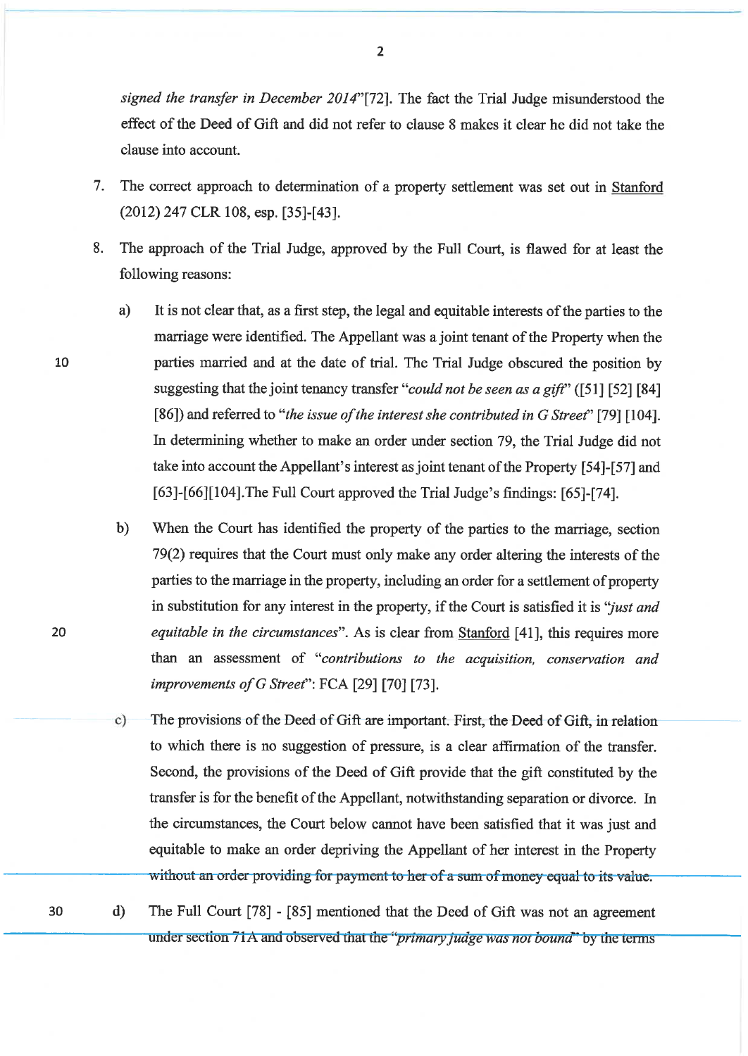*signed the transfer in December 2014*"[72]. The fact the Trial Judge misunderstood the effect of the Deed of Gift and did not refer to clause 8 makes it clear he did not take the clause into account.

7. The correct approach to determination of a property settlement was set out in Stanford (2012) 247 CLR 108, esp. [35]-[43].

8. The approach of the Trial Judge, approved by the Full Court, is flawed for at least the following reasons:

   a) It is not clear that, as a first step, the legal and equitable interests of the parties to the marriage were identified. The Appellant was a joint tenant of the Property when the parties married and at the date of trial. The Trial Judge obscured the position by suggesting that the joint tenancy transfer "*could not be seen as a gift*" ([51] [52] [84] [86]) and referred to "*the issue of the interest she contributed in G Street*" [79] [104]. In determining whether to make an order under section 79, the Trial Judge did not take into account the Appellant's interest as joint tenant of the Property [54]-[57] and [63]-[66][104].The Full Court approved the Trial Judge's findings: [65]-[74].

   b) When the Court has identified the property of the parties to the marriage, section 79(2) requires that the Court must only make any order altering the interests of the parties to the marriage in the property, including an order for a settlement of property in substitution for any interest in the property, if the Court is satisfied it is "*just and equitable in the circumstances*". As is clear from Stanford [41], this requires more than an assessment of "*contributions to the acquisition, conservation and improvements of G Street*": FCA [29] [70] [73].

   c) The provisions of the Deed of Gift are important. First, the Deed of Gift, in relation to which there is no suggestion of pressure, is a clear affirmation of the transfer. Second, the provisions of the Deed of Gift provide that the gift constituted by the transfer is for the benefit of the Appellant, notwithstanding separation or divorce. In the circumstances, the Court below cannot have been satisfied that it was just and equitable to make an order depriving the Appellant of her interest in the Property without an order providing for payment to her of a sum of money equal to its value.

   d) The Full Court [78] - [85] mentioned that the Deed of Gift was not an agreement under section 71A and observed that the "*primary judge was not bound*" by the terms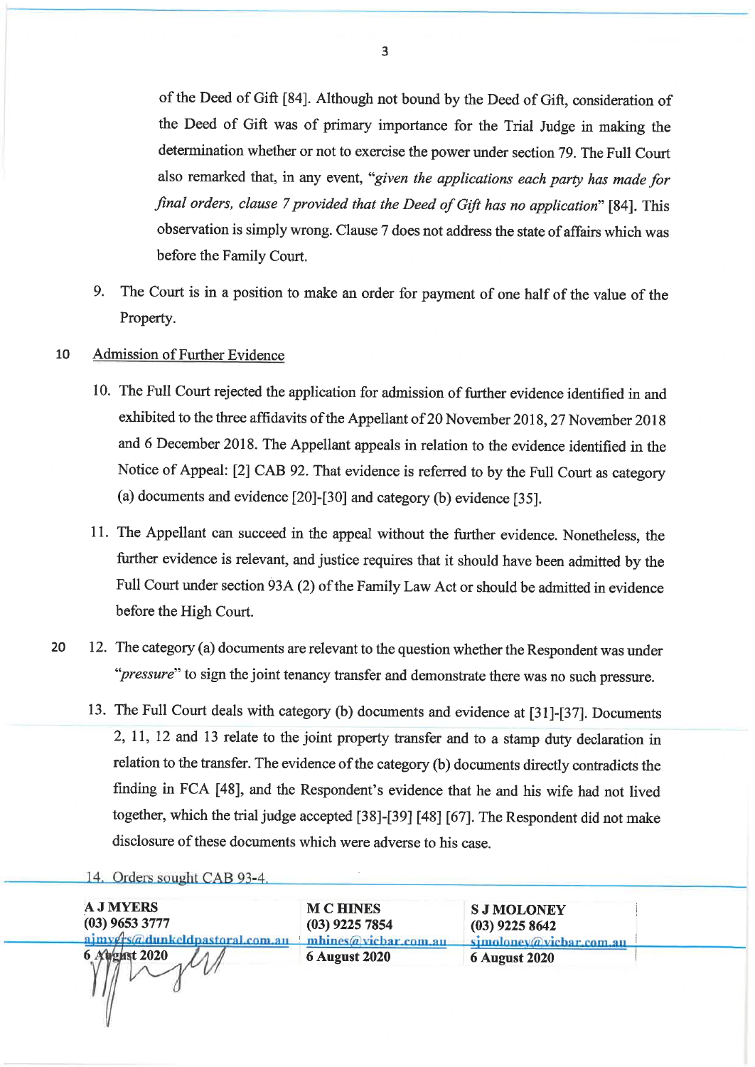of the Deed of Gift [84]. Although not bound by the Deed of Gift, consideration of the Deed of Gift was of primary importance for the Trial Judge in making the determination whether or not to exercise the power under section 79. The Full Court also remarked that, in any event, "*given the applications each party has made for final orders, clause 7 provided that the Deed of Gift has no application*" [84]. This observation is simply wrong. Clause 7 does not address the state of affairs which was before the Family Court.

9. The Court is in a position to make an order for payment of one half of the value of the Property.

## Admission of Further Evidence

10. The Full Court rejected the application for admission of further evidence identified in and exhibited to the three affidavits of the Appellant of 20 November 2018, 27 November 2018 and 6 December 2018. The Appellant appeals in relation to the evidence identified in the Notice of Appeal: [2] CAB 92. That evidence is referred to by the Full Court as category (a) documents and evidence [20]-[30] and category (b) evidence [35].

11. The Appellant can succeed in the appeal without the further evidence. Nonetheless, the further evidence is relevant, and justice requires that it should have been admitted by the Full Court under section 93A (2) of the Family Law Act or should be admitted in evidence before the High Court.

12. The category (a) documents are relevant to the question whether the Respondent was under "*pressure*" to sign the joint tenancy transfer and demonstrate there was no such pressure.

13. The Full Court deals with category (b) documents and evidence at [31]-[37]. Documents 2, 11, 12 and 13 relate to the joint property transfer and to a stamp duty declaration in relation to the transfer. The evidence of the category (b) documents directly contradicts the finding in FCA [48], and the Respondent's evidence that he and his wife had not lived together, which the trial judge accepted [38]-[39] [48] [67]. The Respondent did not make disclosure of these documents which were adverse to his case.

14. Orders sought CAB 93-4.

| | | |
|---|---|---|
| **A J MYERS** | **M C HINES** | **S J MOLONEY** |
| **(03) 9653 3777** | **(03) 9225 7854** | **(03) 9225 8642** |
| ajmyers@dunkeldpastoral.com.au | mhines@vicbar.com.au | sjmoloney@vicbar.com.au |
| **6 August 2020** | **6 August 2020** | **6 August 2020** |